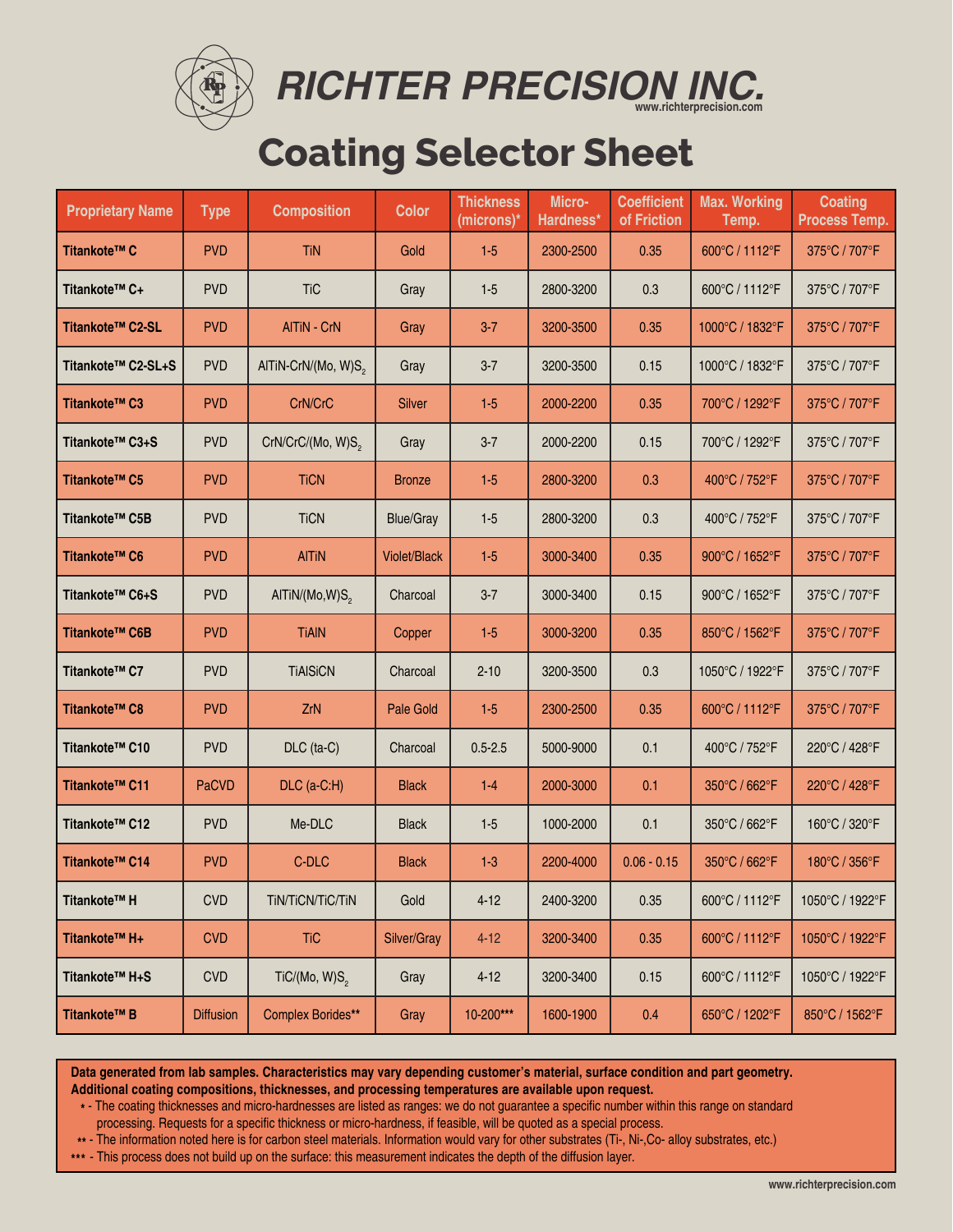# RICHTER PRECISION INC.

www.richterprecision.com

## Coating Selector Sheet

| Proprietary Name | Type | Composition | Color | Thickness (microns)* | Micro-Hardness* | Coefficient of Friction | Max. Working Temp. | Coating Process Temp. |
|---|---|---|---|---|---|---|---|---|
| **Titankote™ C** | PVD | TiN | Gold | 1-5 | 2300-2500 | 0.35 | 600°C / 1112°F | 375°C / 707°F |
| **Titankote™ C+** | PVD | TiC | Gray | 1-5 | 2800-3200 | 0.3 | 600°C / 1112°F | 375°C / 707°F |
| **Titankote™ C2-SL** | PVD | AlTiN - CrN | Gray | 3-7 | 3200-3500 | 0.35 | 1000°C / 1832°F | 375°C / 707°F |
| **Titankote™ C2-SL+S** | PVD | AlTiN-CrN/(Mo, W)$S_2$ | Gray | 3-7 | 3200-3500 | 0.15 | 1000°C / 1832°F | 375°C / 707°F |
| **Titankote™ C3** | PVD | CrN/CrC | Silver | 1-5 | 2000-2200 | 0.35 | 700°C / 1292°F | 375°C / 707°F |
| **Titankote™ C3+S** | PVD | CrN/CrC/(Mo, W)$S_2$ | Gray | 3-7 | 2000-2200 | 0.15 | 700°C / 1292°F | 375°C / 707°F |
| **Titankote™ C5** | PVD | TiCN | Bronze | 1-5 | 2800-3200 | 0.3 | 400°C / 752°F | 375°C / 707°F |
| **Titankote™ C5B** | PVD | TiCN | Blue/Gray | 1-5 | 2800-3200 | 0.3 | 400°C / 752°F | 375°C / 707°F |
| **Titankote™ C6** | PVD | AlTiN | Violet/Black | 1-5 | 3000-3400 | 0.35 | 900°C / 1652°F | 375°C / 707°F |
| **Titankote™ C6+S** | PVD | AlTiN/(Mo,W)$S_2$ | Charcoal | 3-7 | 3000-3400 | 0.15 | 900°C / 1652°F | 375°C / 707°F |
| **Titankote™ C6B** | PVD | TiAlN | Copper | 1-5 | 3000-3200 | 0.35 | 850°C / 1562°F | 375°C / 707°F |
| **Titankote™ C7** | PVD | TiAlSiCN | Charcoal | 2-10 | 3200-3500 | 0.3 | 1050°C / 1922°F | 375°C / 707°F |
| **Titankote™ C8** | PVD | ZrN | Pale Gold | 1-5 | 2300-2500 | 0.35 | 600°C / 1112°F | 375°C / 707°F |
| **Titankote™ C10** | PVD | DLC (ta-C) | Charcoal | 0.5-2.5 | 5000-9000 | 0.1 | 400°C / 752°F | 220°C / 428°F |
| **Titankote™ C11** | PaCVD | DLC (a-C:H) | Black | 1-4 | 2000-3000 | 0.1 | 350°C / 662°F | 220°C / 428°F |
| **Titankote™ C12** | PVD | Me-DLC | Black | 1-5 | 1000-2000 | 0.1 | 350°C / 662°F | 160°C / 320°F |
| **Titankote™ C14** | PVD | C-DLC | Black | 1-3 | 2200-4000 | 0.06 - 0.15 | 350°C / 662°F | 180°C / 356°F |
| **Titankote™ H** | CVD | TiN/TiCN/TiC/TiN | Gold | 4-12 | 2400-3200 | 0.35 | 600°C / 1112°F | 1050°C / 1922°F |
| **Titankote™ H+** | CVD | TiC | Silver/Gray | 4-12 | 3200-3400 | 0.35 | 600°C / 1112°F | 1050°C / 1922°F |
| **Titankote™ H+S** | CVD | TiC/(Mo, W)$S_2$ | Gray | 4-12 | 3200-3400 | 0.15 | 600°C / 1112°F | 1050°C / 1922°F |
| **Titankote™ B** | Diffusion | Complex Borides** | Gray | 10-200*** | 1600-1900 | 0.4 | 650°C / 1202°F | 850°C / 1562°F |

**Data generated from lab samples. Characteristics may vary depending customer's material, surface condition and part geometry.**
**Additional coating compositions, thicknesses, and processing temperatures are available upon request.**

* - The coating thicknesses and micro-hardnesses are listed as ranges: we do not guarantee a specific number within this range on standard processing. Requests for a specific thickness or micro-hardness, if feasible, will be quoted as a special process.

** - The information noted here is for carbon steel materials. Information would vary for other substrates (Ti-, Ni-,Co- alloy substrates, etc.)

*** - This process does not build up on the surface: this measurement indicates the depth of the diffusion layer.

www.richterprecision.com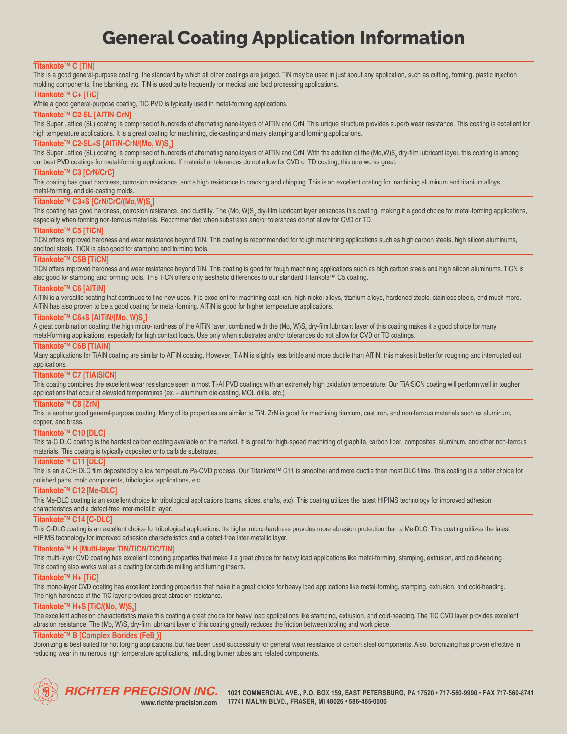# General Coating Application Information

### Titankote™ C [TiN]

This is a good general-purpose coating: the standard by which all other coatings are judged. TiN may be used in just about any application, such as cutting, forming, plastic injection molding components, fine blanking, etc. TiN is used quite frequently for medical and food processing applications.

### Titankote™ C+ [TiC]

While a good general-purpose coating, TiC PVD is typically used in metal-forming applications.

### Titankote™ C2-SL [AlTiN-CrN]

This Super Lattice (SL) coating is comprised of hundreds of alternating nano-layers of AlTiN and CrN. This unique structure provides superb wear resistance. This coating is excellent for high temperature applications. It is a great coating for machining, die-casting and many stamping and forming applications.

### Titankote™ C2-SL+S [AlTiN-CrN/(Mo, W)$S_2$]

This Super Lattice (SL) coating is comprised of hundreds of alternating nano-layers of AlTiN and CrN. With the addition of the (Mo,W)$S_2$ dry-film lubricant layer, this coating is among our best PVD coatings for metal-forming applications. If material or tolerances do not allow for CVD or TD coating, this one works great.

### Titankote™ C3 [CrN/CrC]

This coating has good hardness, corrosion resistance, and a high resistance to cracking and chipping. This is an excellent coating for machining aluminum and titanium alloys, metal-forming, and die-casting molds.

### Titankote™ C3+S [CrN/CrC/(Mo,W)$S_2$]

This coating has good hardness, corrosion resistance, and ductility. The (Mo, W)$S_2$ dry-film lubricant layer enhances this coating, making it a good choice for metal-forming applications, especially when forming non-ferrous materials. Recommended when substrates and/or tolerances do not allow for CVD or TD.

### Titankote™ C5 [TiCN]

TiCN offers improved hardness and wear resistance beyond TiN. This coating is recommended for tough machining applications such as high carbon steels, high silicon aluminums, and tool steels. TiCN is also good for stamping and forming tools.

### Titankote™ C5B [TiCN]

TiCN offers improved hardness and wear resistance beyond TiN. This coating is good for tough machining applications such as high carbon steels and high silicon aluminums. TiCN is also good for stamping and forming tools. This TiCN offers only aesthetic differences to our standard Titankote™ C5 coating.

### Titankote™ C6 [AlTiN]

AlTiN is a versatile coating that continues to find new uses. It is excellent for machining cast iron, high-nickel alloys, titanium alloys, hardened steels, stainless steels, and much more. AlTiN has also proven to be a good coating for metal-forming. AlTiN is good for higher temperature applications.

### Titankote™ C6+S [AlTiN/(Mo, W)$S_2$]

A great combination coating: the high micro-hardness of the AlTiN layer, combined with the (Mo, W)$S_2$ dry-film lubricant layer of this coating makes it a good choice for many metal-forming applications, especially for high contact loads. Use only when substrates and/or tolerances do not allow for CVD or TD coatings.

### Titankote™ C6B [TiAlN]

Many applications for TiAlN coating are similar to AlTiN coating. However, TiAlN is slightly less brittle and more ductile than AlTiN: this makes it better for roughing and interrupted cut applications.

### Titankote™ C7 [TiAlSiCN]

This coating combines the excellent wear resistance seen in most Ti-Al PVD coatings with an extremely high oxidation temperature. Our TiAlSiCN coating will perform well in tougher applications that occur at elevated temperatures (ex. – aluminum die-casting, MQL drills, etc.).

### Titankote™ C8 [ZrN]

This is another good general-purpose coating. Many of its properties are similar to TiN. ZrN is good for machining titanium, cast iron, and non-ferrous materials such as aluminum, copper, and brass.

### Titankote™ C10 [DLC]

This ta-C DLC coating is the hardest carbon coating available on the market. It is great for high-speed machining of graphite, carbon fiber, composites, aluminum, and other non-ferrous materials. This coating is typically deposited onto carbide substrates.

### Titankote™ C11 [DLC]

This is an a-C:H DLC film deposited by a low temperature Pa-CVD process. Our Titankote™ C11 is smoother and more ductile than most DLC films. This coating is a better choice for polished parts, mold components, tribological applications, etc.

### Titankote™ C12 [Me-DLC]

This Me-DLC coating is an excellent choice for tribological applications (cams, slides, shafts, etc). This coating utilizes the latest HIPIMS technology for improved adhesion characteristics and a defect-free inter-metallic layer.

### Titankote™ C14 [C-DLC]

This C-DLC coating is an excellent choice for tribological applications. Its higher micro-hardness provides more abrasion protection than a Me-DLC. This coating utilizes the latest HIPIMS technology for improved adhesion characteristics and a defect-free inter-metallic layer.

### Titankote™ H [Multi-layer TiN/TiCN/TiC/TiN]

This multi-layer CVD coating has excellent bonding properties that make it a great choice for heavy load applications like metal-forming, stamping, extrusion, and cold-heading. This coating also works well as a coating for carbide milling and turning inserts.

### Titankote™ H+ [TiC]

This mono-layer CVD coating has excellent bonding properties that make it a great choice for heavy load applications like metal-forming, stamping, extrusion, and cold-heading. The high hardness of the TiC layer provides great abrasion resistance.

### Titankote™ H+S [TiC/(Mo, W)$S_2$]

The excellent adhesion characteristics make this coating a great choice for heavy load applications like stamping, extrusion, and cold-heading. The TiC CVD layer provides excellent abrasion resistance. The (Mo, W)$S_2$ dry-film lubricant layer of this coating greatly reduces the friction between tooling and work piece.

### Titankote™ B [Complex Borides ($FeB_2$)]

Boronizing is best suited for hot forging applications, but has been used successfully for general wear resistance of carbon steel components. Also, boronizing has proven effective in reducing wear in numerous high temperature applications, including burner tubes and related components.

**RICHTER PRECISION INC.**
www.richterprecision.com

1021 COMMERCIAL AVE., P.O. BOX 159, EAST PETERSBURG, PA 17520 • 717-560-9990 • FAX 717-560-8741
17741 MALYN BLVD., FRASER, MI 48026 • 586-465-0500